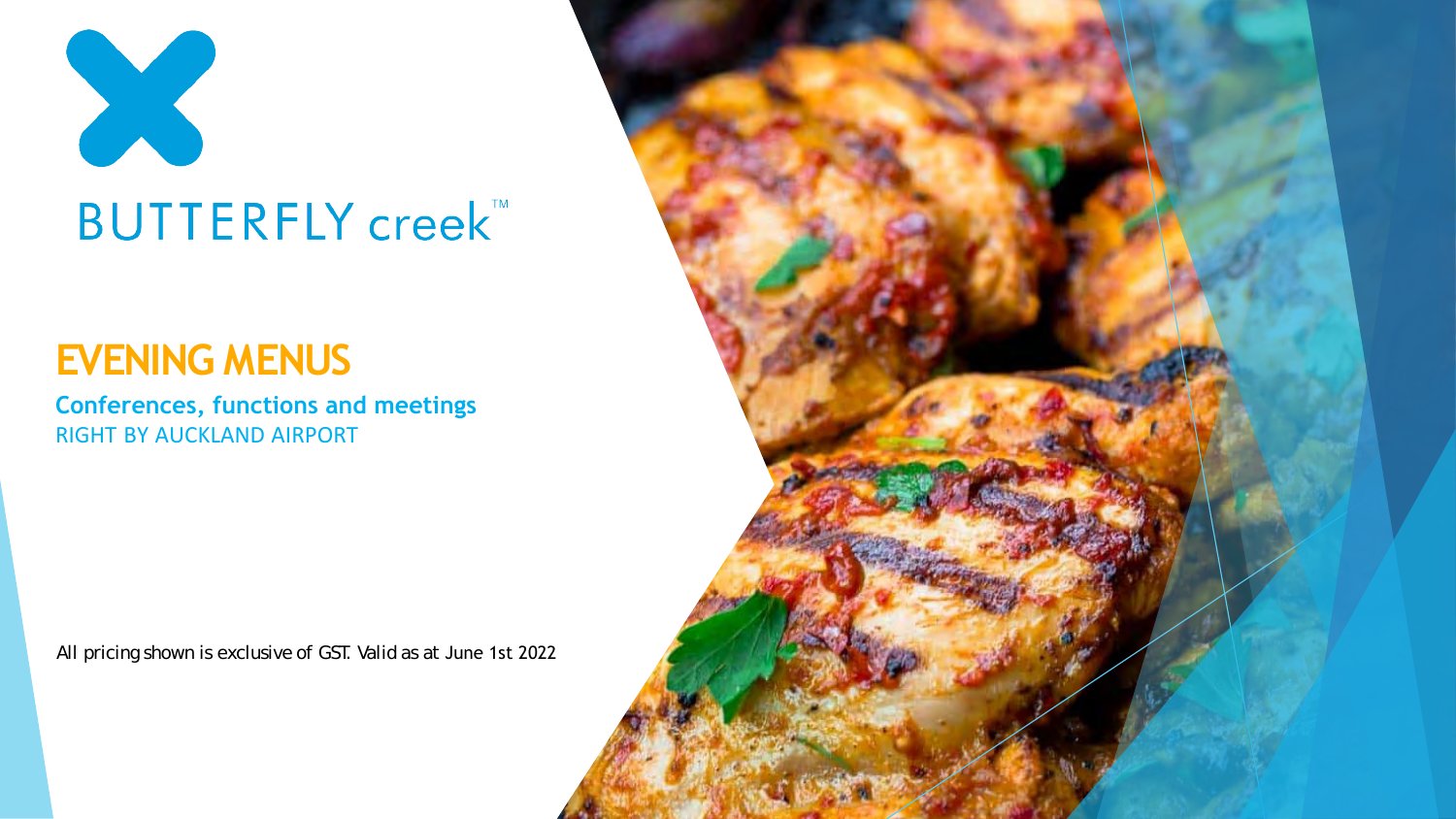BUTTERFLY creek™

# EVENING MENUS

**Conferences, functions and meetings**

RIGHT BY AUCKLAND AIRPORT

All pricing shown is exclusive of GST. Valid as at June 1st 2022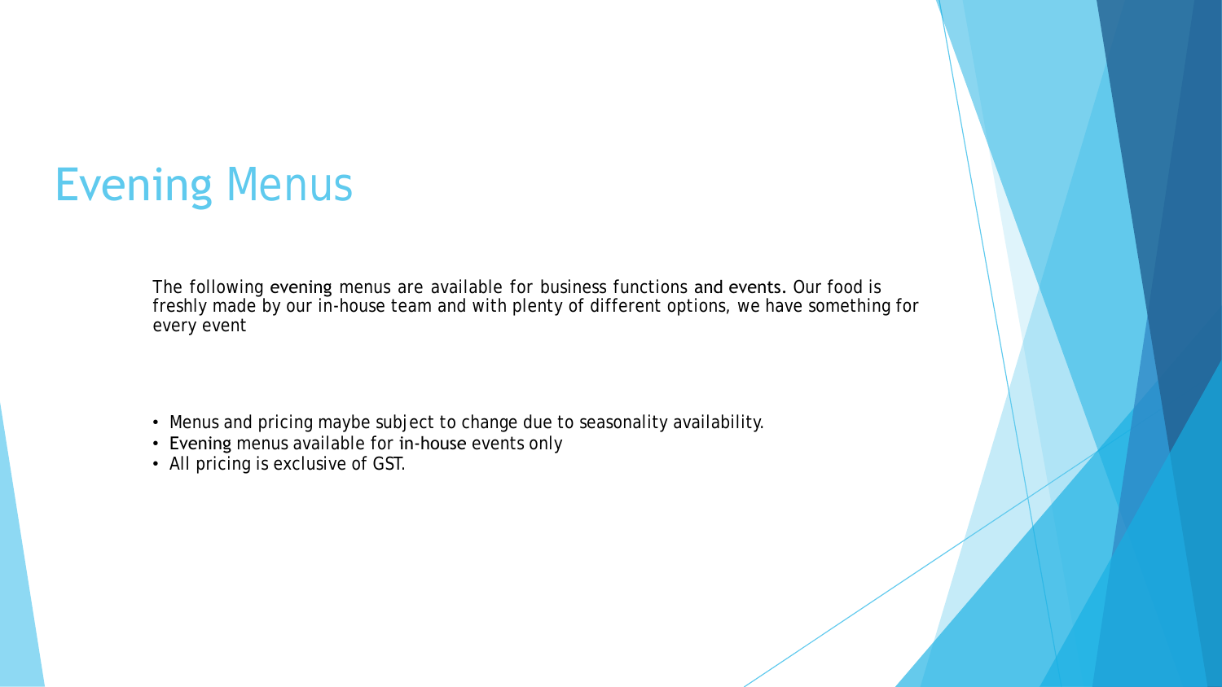# Evening Menus

The following evening menus are available for business functions and events. Our food is freshly made by our in-house team and with plenty of different options, we have something for every event

- Menus and pricing maybe subject to change due to seasonality availability.
- Evening menus available for in-house events only
- All pricing is exclusive of GST.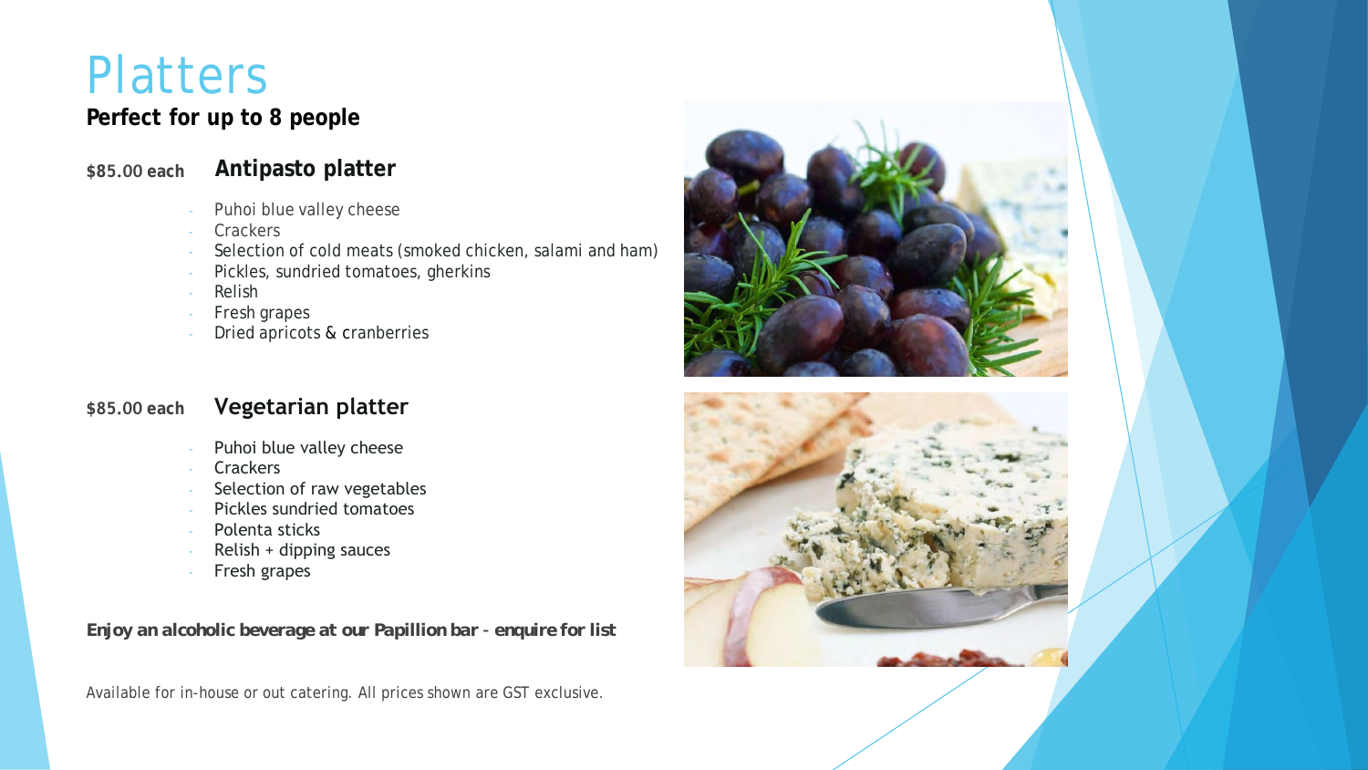# Platters

**Perfect for up to 8 people**

## Antipasto platter

**$85.00 each**

- Puhoi blue valley cheese
- Crackers
- Selection of cold meats (smoked chicken, salami and ham)
- Pickles, sundried tomatoes, gherkins
- Relish
- Fresh grapes
- Dried apricots & cranberries

## Vegetarian platter

**$85.00 each**

- Puhoi blue valley cheese
- Crackers
- Selection of raw vegetables
- Pickles sundried tomatoes
- Polenta sticks
- Relish + dipping sauces
- Fresh grapes

**Enjoy an alcoholic beverage at our Papillion bar - enquire for list**

*Available for in-house or out catering. All prices shown are GST exclusive.*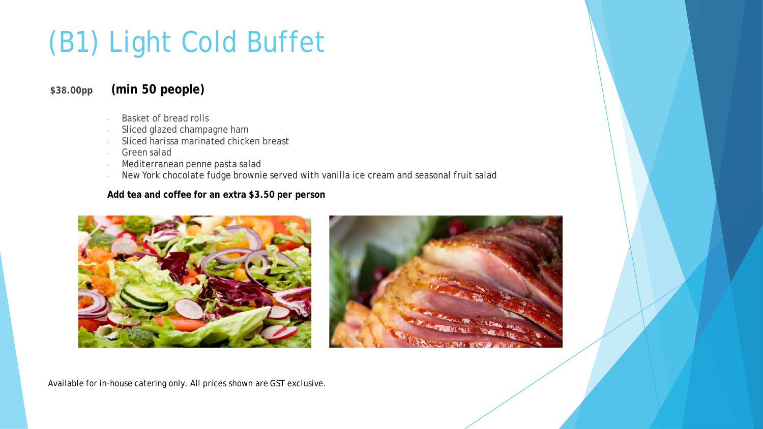# (B1) Light Cold Buffet

**$38.00pp** **(min 50 people)**

- Basket of bread rolls
- Sliced glazed champagne ham
- Sliced harissa marinated chicken breast
- Green salad
- Mediterranean penne pasta salad
- New York chocolate fudge brownie served with vanilla ice cream and seasonal fruit salad

**Add tea and coffee for an extra $3.50 per person**

Available for in-house catering only. All prices shown are GST exclusive.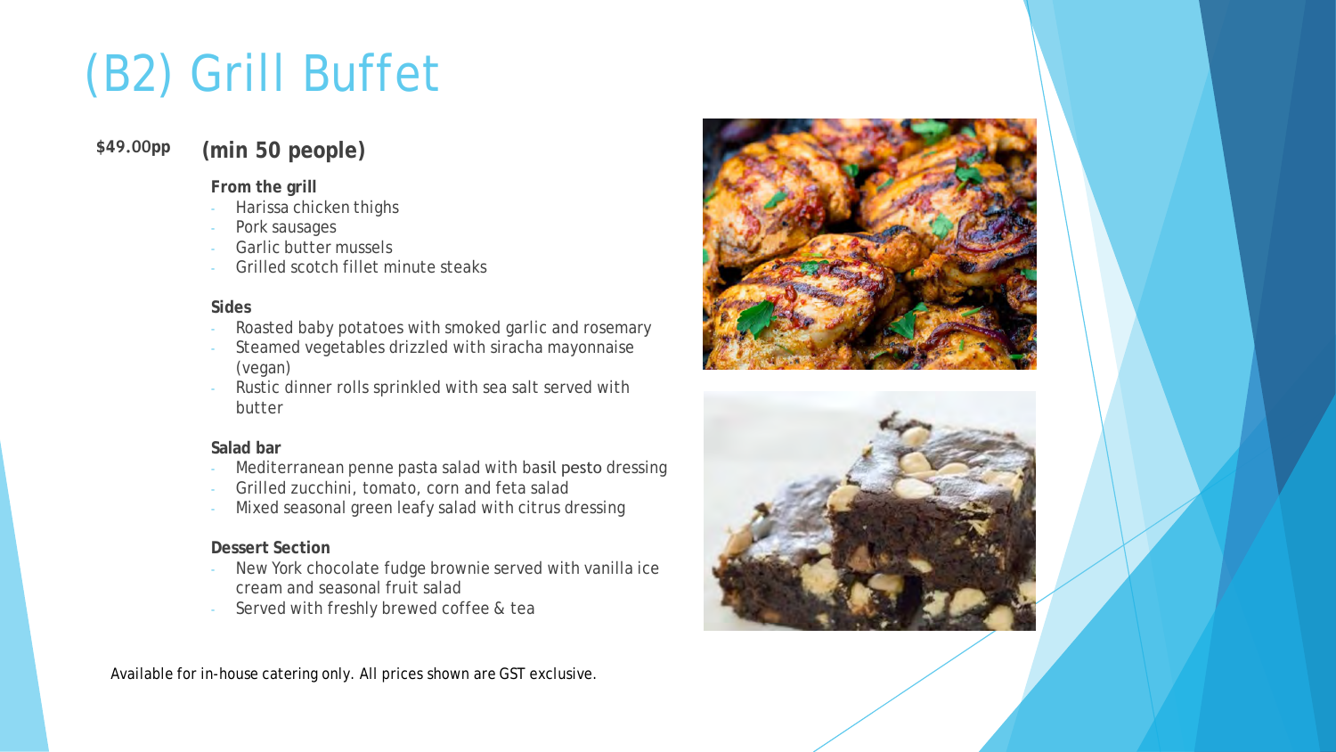# (B2) Grill Buffet

**$49.00pp** **(min 50 people)**

**From the grill**

- Harissa chicken thighs
- Pork sausages
- Garlic butter mussels
- Grilled scotch fillet minute steaks

**Sides**

- Roasted baby potatoes with smoked garlic and rosemary
- Steamed vegetables drizzled with siracha mayonnaise (vegan)
- Rustic dinner rolls sprinkled with sea salt served with butter

**Salad bar**

- Mediterranean penne pasta salad with basil pesto dressing
- Grilled zucchini, tomato, corn and feta salad
- Mixed seasonal green leafy salad with citrus dressing

**Dessert Section**

- New York chocolate fudge brownie served with vanilla ice cream and seasonal fruit salad
- Served with freshly brewed coffee & tea

Available for in-house catering only. All prices shown are GST exclusive.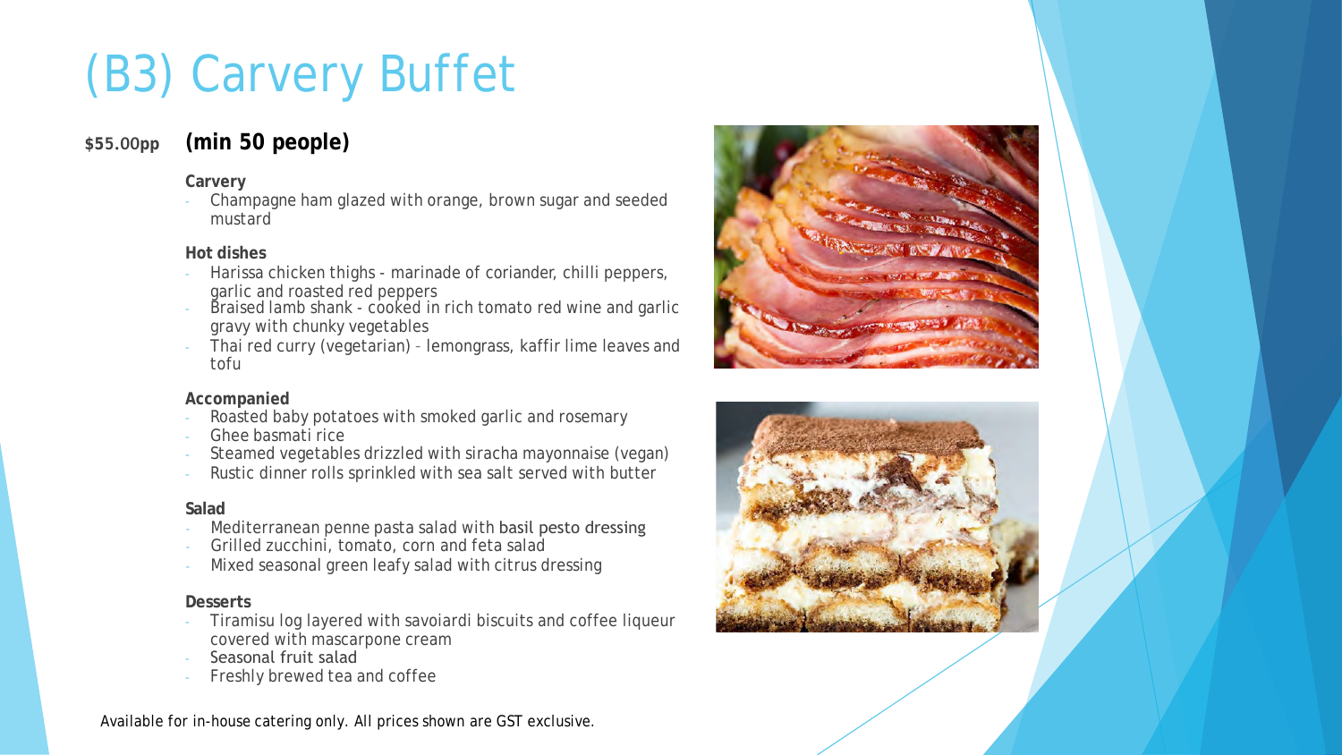# (B3) Carvery Buffet

**$55.00pp** **(min 50 people)**

**Carvery**

- Champagne ham glazed with orange, brown sugar and seeded mustard

**Hot dishes**

- Harissa chicken thighs - marinade of coriander, chilli peppers, garlic and roasted red peppers
- Braised lamb shank - cooked in rich tomato red wine and garlic gravy with chunky vegetables
- Thai red curry (vegetarian) – lemongrass, kaffir lime leaves and tofu

**Accompanied**

- Roasted baby potatoes with smoked garlic and rosemary
- Ghee basmati rice
- Steamed vegetables drizzled with siracha mayonnaise (vegan)
- Rustic dinner rolls sprinkled with sea salt served with butter

**Salad**

- Mediterranean penne pasta salad with basil pesto dressing
- Grilled zucchini, tomato, corn and feta salad
- Mixed seasonal green leafy salad with citrus dressing

**Desserts**

- Tiramisu log layered with savoiardi biscuits and coffee liqueur covered with mascarpone cream
- Seasonal fruit salad
- Freshly brewed tea and coffee

Available for in-house catering only. All prices shown are GST exclusive.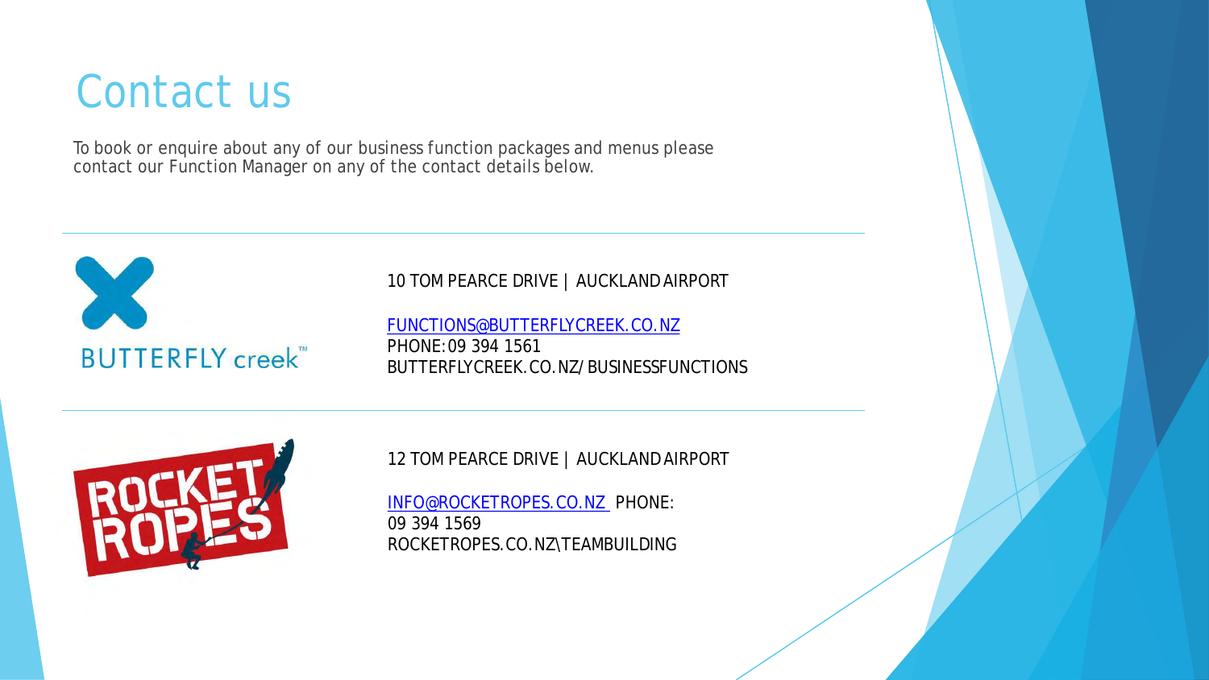# Contact us

To book or enquire about any of our business function packages and menus please contact our Function Manager on any of the contact details below.

BUTTERFLY creek™

10 TOM PEARCE DRIVE | AUCKLAND AIRPORT

FUNCTIONS@BUTTERFLYCREEK.CO.NZ
PHONE: 09 394 1561
BUTTERFLYCREEK.CO.NZ/BUSINESSFUNCTIONS

ROCKET ROPES

12 TOM PEARCE DRIVE | AUCKLAND AIRPORT

INFO@ROCKETROPES.CO.NZ PHONE:
09 394 1569
ROCKETROPES.CO.NZ\TEAMBUILDING